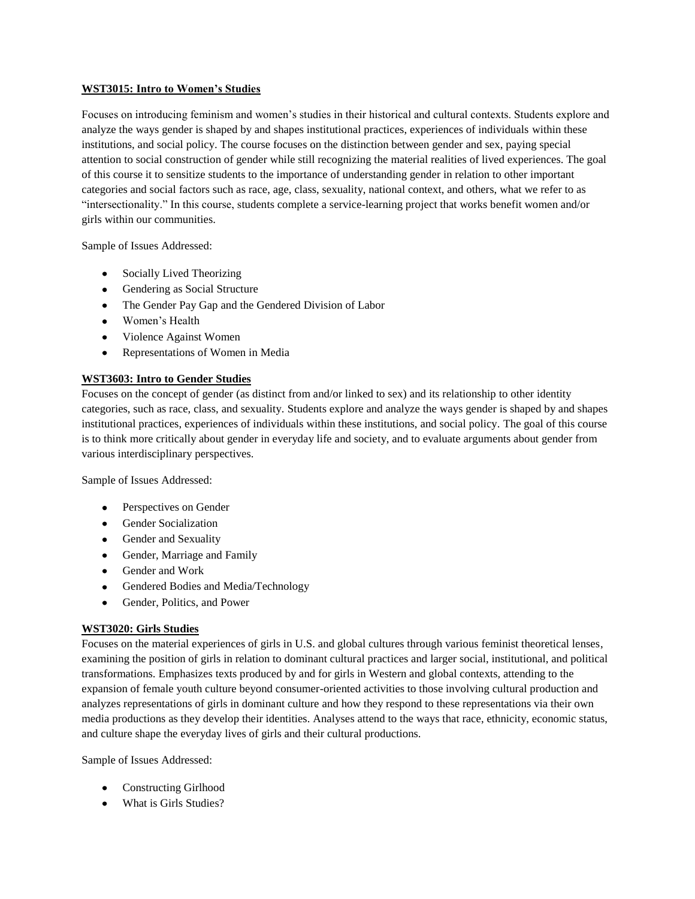**WST3015: Intro to Women's Studies**

Focuses on introducing feminism and women's studies in their historical and cultural contexts. Students explore and analyze the ways gender is shaped by and shapes institutional practices, experiences of individuals within these institutions, and social policy. The course focuses on the distinction between gender and sex, paying special attention to social construction of gender while still recognizing the material realities of lived experiences. The goal of this course it to sensitize students to the importance of understanding gender in relation to other important categories and social factors such as race, age, class, sexuality, national context, and others, what we refer to as "intersectionality." In this course, students complete a service-learning project that works benefit women and/or girls within our communities.

Sample of Issues Addressed:

- Socially Lived Theorizing
- Gendering as Social Structure
- The Gender Pay Gap and the Gendered Division of Labor
- Women's Health
- Violence Against Women
- Representations of Women in Media

**WST3603: Intro to Gender Studies**

Focuses on the concept of gender (as distinct from and/or linked to sex) and its relationship to other identity categories, such as race, class, and sexuality. Students explore and analyze the ways gender is shaped by and shapes institutional practices, experiences of individuals within these institutions, and social policy. The goal of this course is to think more critically about gender in everyday life and society, and to evaluate arguments about gender from various interdisciplinary perspectives.

Sample of Issues Addressed:

- Perspectives on Gender
- Gender Socialization
- Gender and Sexuality
- Gender, Marriage and Family
- Gender and Work
- Gendered Bodies and Media/Technology
- Gender, Politics, and Power

**WST3020: Girls Studies**

Focuses on the material experiences of girls in U.S. and global cultures through various feminist theoretical lenses, examining the position of girls in relation to dominant cultural practices and larger social, institutional, and political transformations. Emphasizes texts produced by and for girls in Western and global contexts, attending to the expansion of female youth culture beyond consumer-oriented activities to those involving cultural production and analyzes representations of girls in dominant culture and how they respond to these representations via their own media productions as they develop their identities. Analyses attend to the ways that race, ethnicity, economic status, and culture shape the everyday lives of girls and their cultural productions.

Sample of Issues Addressed:

- Constructing Girlhood
- What is Girls Studies?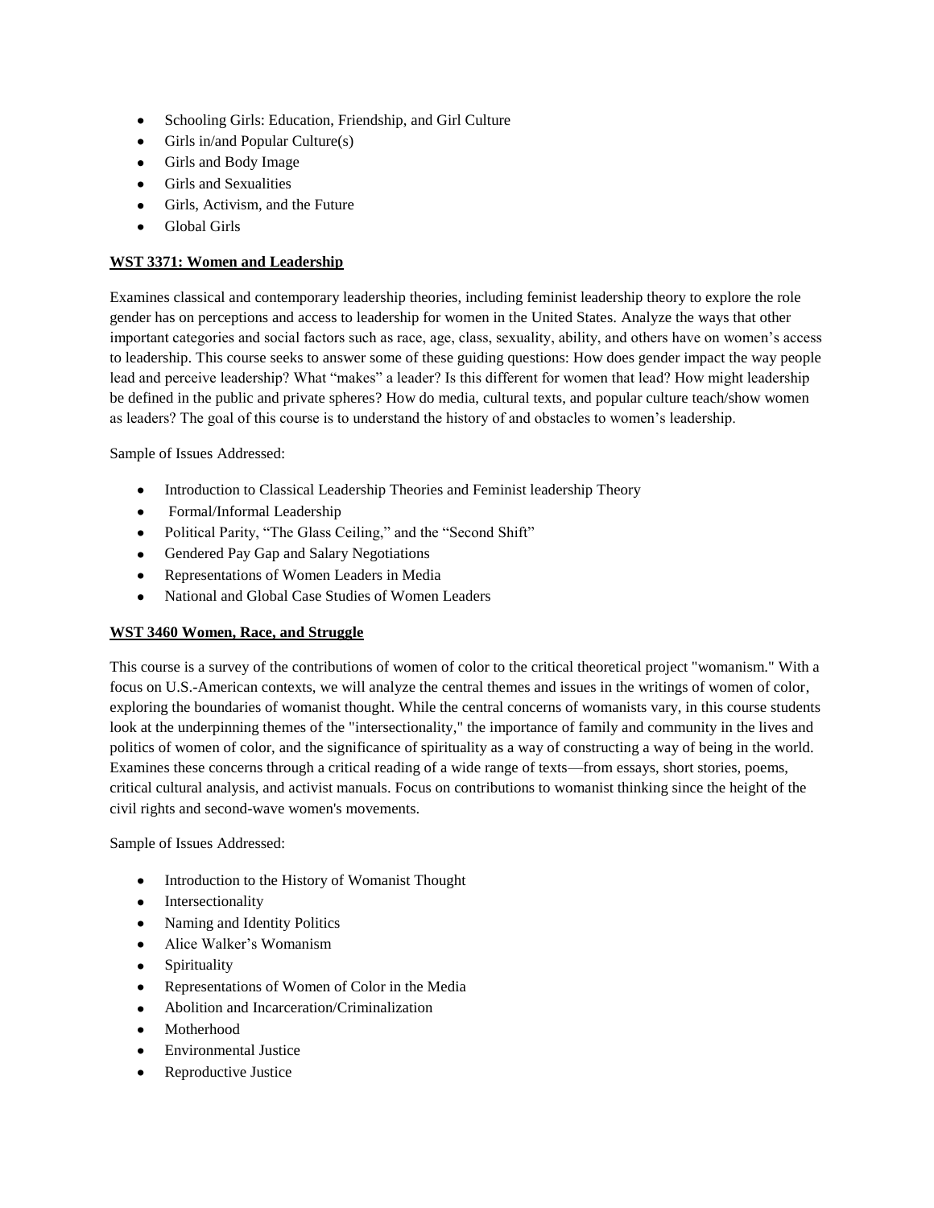- Schooling Girls: Education, Friendship, and Girl Culture
- Girls in/and Popular Culture(s)
- Girls and Body Image
- Girls and Sexualities
- Girls, Activism, and the Future
- Global Girls

**WST 3371: Women and Leadership**

Examines classical and contemporary leadership theories, including feminist leadership theory to explore the role gender has on perceptions and access to leadership for women in the United States. Analyze the ways that other important categories and social factors such as race, age, class, sexuality, ability, and others have on women's access to leadership. This course seeks to answer some of these guiding questions: How does gender impact the way people lead and perceive leadership? What "makes" a leader? Is this different for women that lead? How might leadership be defined in the public and private spheres? How do media, cultural texts, and popular culture teach/show women as leaders? The goal of this course is to understand the history of and obstacles to women's leadership.

Sample of Issues Addressed:

- Introduction to Classical Leadership Theories and Feminist leadership Theory
- Formal/Informal Leadership
- Political Parity, "The Glass Ceiling," and the "Second Shift"
- Gendered Pay Gap and Salary Negotiations
- Representations of Women Leaders in Media
- National and Global Case Studies of Women Leaders

**WST 3460 Women, Race, and Struggle**

This course is a survey of the contributions of women of color to the critical theoretical project "womanism." With a focus on U.S.-American contexts, we will analyze the central themes and issues in the writings of women of color, exploring the boundaries of womanist thought. While the central concerns of womanists vary, in this course students look at the underpinning themes of the "intersectionality," the importance of family and community in the lives and politics of women of color, and the significance of spirituality as a way of constructing a way of being in the world. Examines these concerns through a critical reading of a wide range of texts—from essays, short stories, poems, critical cultural analysis, and activist manuals. Focus on contributions to womanist thinking since the height of the civil rights and second-wave women's movements.

Sample of Issues Addressed:

- Introduction to the History of Womanist Thought
- Intersectionality
- Naming and Identity Politics
- Alice Walker's Womanism
- Spirituality
- Representations of Women of Color in the Media
- Abolition and Incarceration/Criminalization
- Motherhood
- Environmental Justice
- Reproductive Justice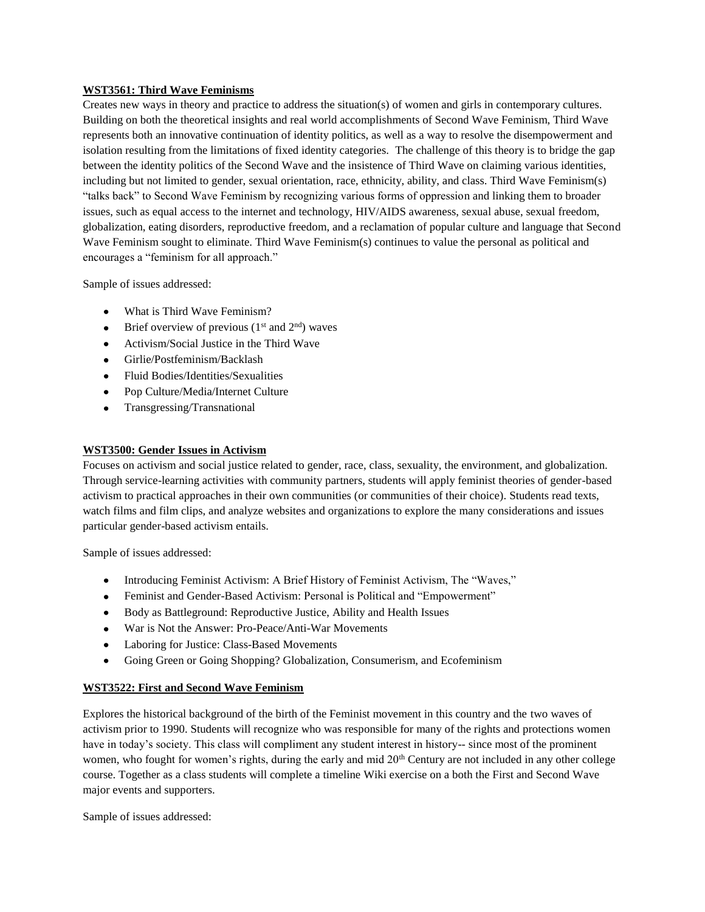**WST3561: Third Wave Feminisms**

Creates new ways in theory and practice to address the situation(s) of women and girls in contemporary cultures. Building on both the theoretical insights and real world accomplishments of Second Wave Feminism, Third Wave represents both an innovative continuation of identity politics, as well as a way to resolve the disempowerment and isolation resulting from the limitations of fixed identity categories. The challenge of this theory is to bridge the gap between the identity politics of the Second Wave and the insistence of Third Wave on claiming various identities, including but not limited to gender, sexual orientation, race, ethnicity, ability, and class. Third Wave Feminism(s) "talks back" to Second Wave Feminism by recognizing various forms of oppression and linking them to broader issues, such as equal access to the internet and technology, HIV/AIDS awareness, sexual abuse, sexual freedom, globalization, eating disorders, reproductive freedom, and a reclamation of popular culture and language that Second Wave Feminism sought to eliminate. Third Wave Feminism(s) continues to value the personal as political and encourages a "feminism for all approach."

Sample of issues addressed:

- What is Third Wave Feminism?
- Brief overview of previous (1st and 2nd) waves
- Activism/Social Justice in the Third Wave
- Girlie/Postfeminism/Backlash
- Fluid Bodies/Identities/Sexualities
- Pop Culture/Media/Internet Culture
- Transgressing/Transnational

**WST3500: Gender Issues in Activism**

Focuses on activism and social justice related to gender, race, class, sexuality, the environment, and globalization. Through service-learning activities with community partners, students will apply feminist theories of gender-based activism to practical approaches in their own communities (or communities of their choice). Students read texts, watch films and film clips, and analyze websites and organizations to explore the many considerations and issues particular gender-based activism entails.

Sample of issues addressed:

- Introducing Feminist Activism: A Brief History of Feminist Activism, The "Waves,"
- Feminist and Gender-Based Activism: Personal is Political and "Empowerment"
- Body as Battleground: Reproductive Justice, Ability and Health Issues
- War is Not the Answer: Pro-Peace/Anti-War Movements
- Laboring for Justice: Class-Based Movements
- Going Green or Going Shopping? Globalization, Consumerism, and Ecofeminism

**WST3522: First and Second Wave Feminism**

Explores the historical background of the birth of the Feminist movement in this country and the two waves of activism prior to 1990. Students will recognize who was responsible for many of the rights and protections women have in today's society. This class will compliment any student interest in history-- since most of the prominent women, who fought for women's rights, during the early and mid 20th Century are not included in any other college course. Together as a class students will complete a timeline Wiki exercise on a both the First and Second Wave major events and supporters.

Sample of issues addressed: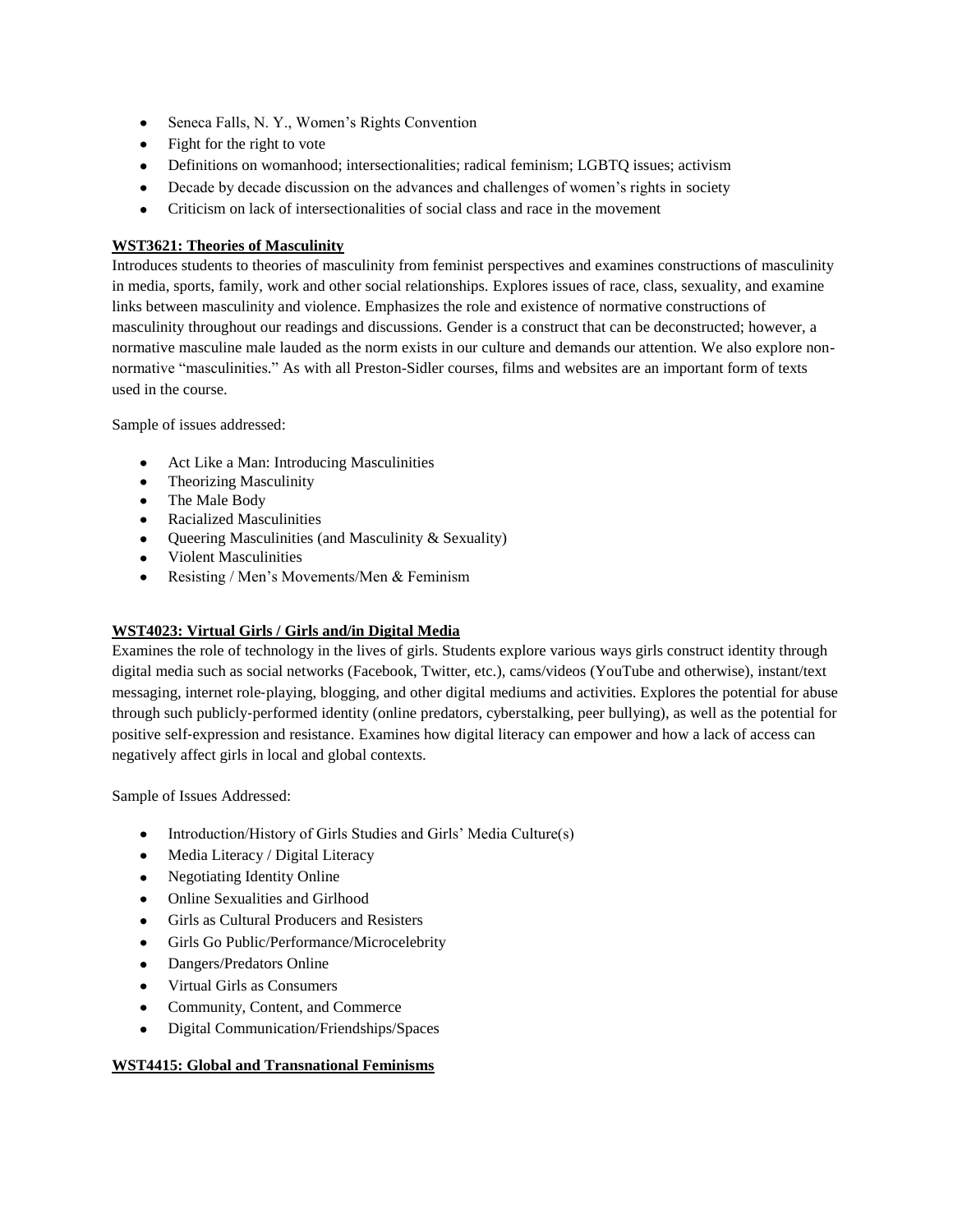- Seneca Falls, N. Y., Women's Rights Convention
- Fight for the right to vote
- Definitions on womanhood; intersectionalities; radical feminism; LGBTQ issues; activism
- Decade by decade discussion on the advances and challenges of women's rights in society
- Criticism on lack of intersectionalities of social class and race in the movement

**WST3621: Theories of Masculinity**

Introduces students to theories of masculinity from feminist perspectives and examines constructions of masculinity in media, sports, family, work and other social relationships. Explores issues of race, class, sexuality, and examine links between masculinity and violence. Emphasizes the role and existence of normative constructions of masculinity throughout our readings and discussions. Gender is a construct that can be deconstructed; however, a normative masculine male lauded as the norm exists in our culture and demands our attention. We also explore non-normative "masculinities." As with all Preston-Sidler courses, films and websites are an important form of texts used in the course.

Sample of issues addressed:

- Act Like a Man: Introducing Masculinities
- Theorizing Masculinity
- The Male Body
- Racialized Masculinities
- Queering Masculinities (and Masculinity & Sexuality)
- Violent Masculinities
- Resisting / Men's Movements/Men & Feminism

**WST4023: Virtual Girls / Girls and/in Digital Media**

Examines the role of technology in the lives of girls. Students explore various ways girls construct identity through digital media such as social networks (Facebook, Twitter, etc.), cams/videos (YouTube and otherwise), instant/text messaging, internet role-playing, blogging, and other digital mediums and activities. Explores the potential for abuse through such publicly-performed identity (online predators, cyberstalking, peer bullying), as well as the potential for positive self-expression and resistance. Examines how digital literacy can empower and how a lack of access can negatively affect girls in local and global contexts.

Sample of Issues Addressed:

- Introduction/History of Girls Studies and Girls' Media Culture(s)
- Media Literacy / Digital Literacy
- Negotiating Identity Online
- Online Sexualities and Girlhood
- Girls as Cultural Producers and Resisters
- Girls Go Public/Performance/Microcelebrity
- Dangers/Predators Online
- Virtual Girls as Consumers
- Community, Content, and Commerce
- Digital Communication/Friendships/Spaces

**WST4415: Global and Transnational Feminisms**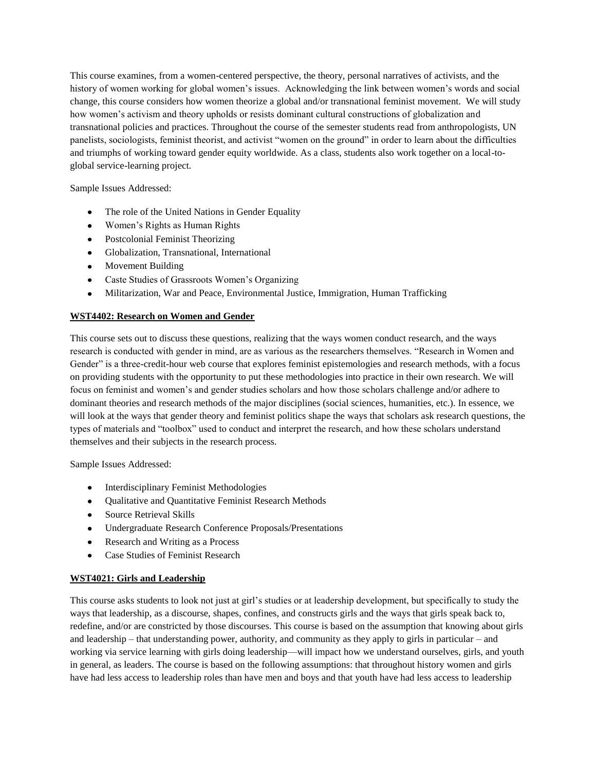This course examines, from a women-centered perspective, the theory, personal narratives of activists, and the history of women working for global women's issues. Acknowledging the link between women's words and social change, this course considers how women theorize a global and/or transnational feminist movement. We will study how women's activism and theory upholds or resists dominant cultural constructions of globalization and transnational policies and practices. Throughout the course of the semester students read from anthropologists, UN panelists, sociologists, feminist theorist, and activist "women on the ground" in order to learn about the difficulties and triumphs of working toward gender equity worldwide. As a class, students also work together on a local-to-global service-learning project.

Sample Issues Addressed:

- The role of the United Nations in Gender Equality
- Women's Rights as Human Rights
- Postcolonial Feminist Theorizing
- Globalization, Transnational, International
- Movement Building
- Caste Studies of Grassroots Women's Organizing
- Militarization, War and Peace, Environmental Justice, Immigration, Human Trafficking

**WST4402: Research on Women and Gender**

This course sets out to discuss these questions, realizing that the ways women conduct research, and the ways research is conducted with gender in mind, are as various as the researchers themselves. "Research in Women and Gender" is a three-credit-hour web course that explores feminist epistemologies and research methods, with a focus on providing students with the opportunity to put these methodologies into practice in their own research. We will focus on feminist and women's and gender studies scholars and how those scholars challenge and/or adhere to dominant theories and research methods of the major disciplines (social sciences, humanities, etc.). In essence, we will look at the ways that gender theory and feminist politics shape the ways that scholars ask research questions, the types of materials and "toolbox" used to conduct and interpret the research, and how these scholars understand themselves and their subjects in the research process.

Sample Issues Addressed:

- Interdisciplinary Feminist Methodologies
- Qualitative and Quantitative Feminist Research Methods
- Source Retrieval Skills
- Undergraduate Research Conference Proposals/Presentations
- Research and Writing as a Process
- Case Studies of Feminist Research

**WST4021: Girls and Leadership**

This course asks students to look not just at girl's studies or at leadership development, but specifically to study the ways that leadership, as a discourse, shapes, confines, and constructs girls and the ways that girls speak back to, redefine, and/or are constricted by those discourses. This course is based on the assumption that knowing about girls and leadership – that understanding power, authority, and community as they apply to girls in particular – and working via service learning with girls doing leadership—will impact how we understand ourselves, girls, and youth in general, as leaders. The course is based on the following assumptions: that throughout history women and girls have had less access to leadership roles than have men and boys and that youth have had less access to leadership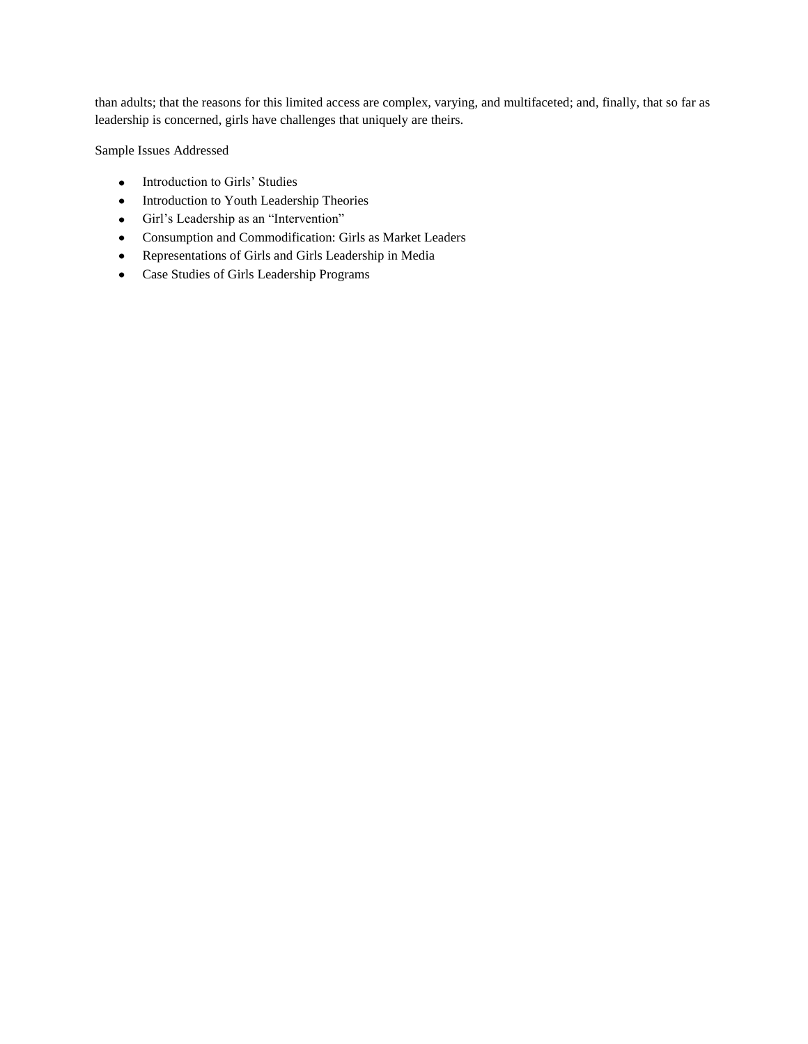than adults; that the reasons for this limited access are complex, varying, and multifaceted; and, finally, that so far as leadership is concerned, girls have challenges that uniquely are theirs.

Sample Issues Addressed

- Introduction to Girls' Studies
- Introduction to Youth Leadership Theories
- Girl's Leadership as an "Intervention"
- Consumption and Commodification: Girls as Market Leaders
- Representations of Girls and Girls Leadership in Media
- Case Studies of Girls Leadership Programs